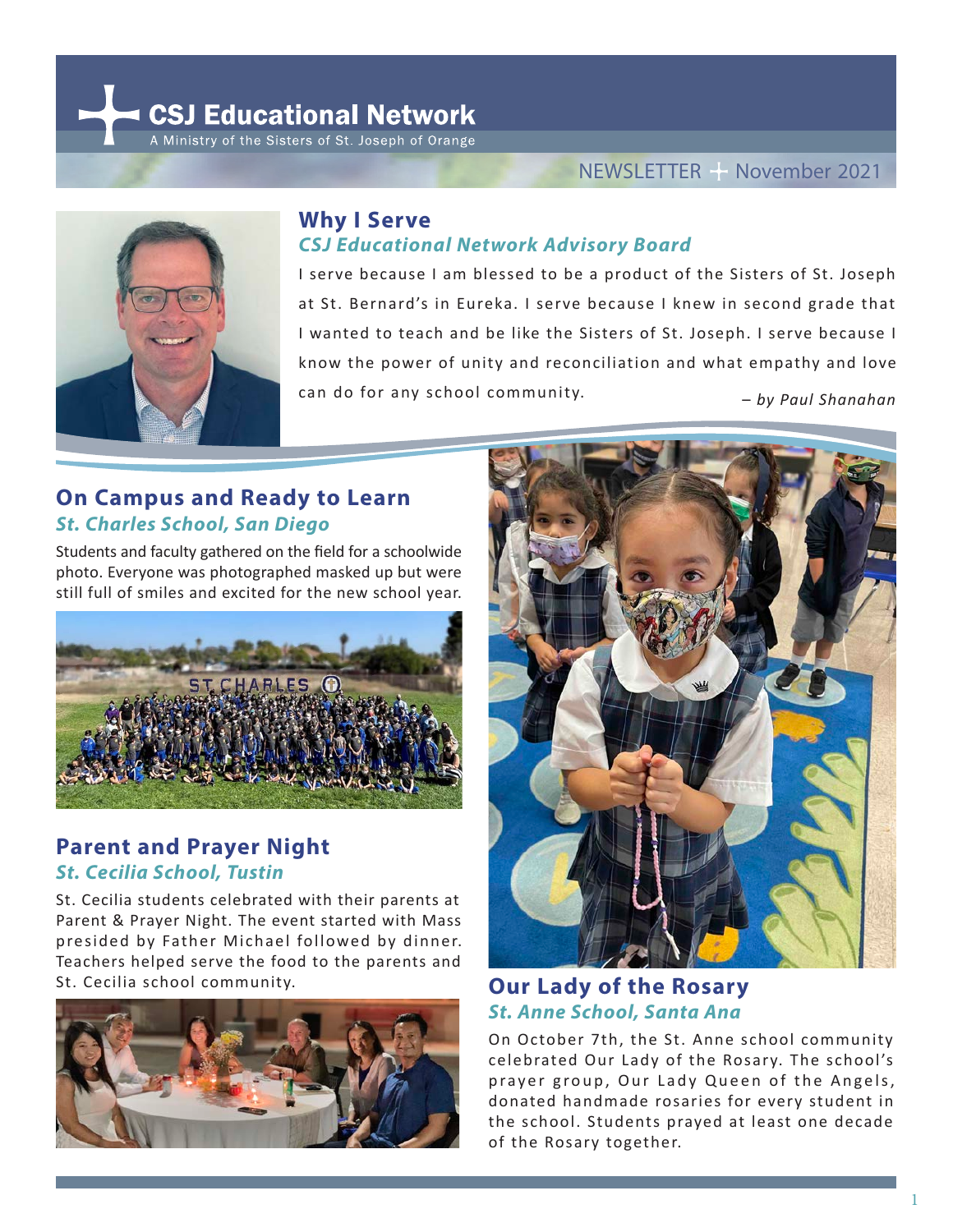# CSJ Educational Network

A Ministry of the Sisters of St. Joseph of Orange

NEWSLETTER + November 2021

## Why I Serve

### *CSJ Educational Network Advisory Board*

I serve because I am blessed to be a product of the Sisters of St. Joseph at St. Bernard's in Eureka. I serve because I knew in second grade that I wanted to teach and be like the Sisters of St. Joseph. I serve because I know the power of unity and reconciliation and what empathy and love can do for any school community.

*– by Paul Shanahan*

## On Campus and Ready to Learn

### *St. Charles School, San Diego*

Students and faculty gathered on the field for a schoolwide photo. Everyone was photographed masked up but were still full of smiles and excited for the new school year.

## Parent and Prayer Night

### *St. Cecilia School, Tustin*

St. Cecilia students celebrated with their parents at Parent & Prayer Night. The event started with Mass presided by Father Michael followed by dinner. Teachers helped serve the food to the parents and St. Cecilia school community.

## Our Lady of the Rosary

### *St. Anne School, Santa Ana*

On October 7th, the St. Anne school community celebrated Our Lady of the Rosary. The school's prayer group, Our Lady Queen of the Angels, donated handmade rosaries for every student in the school. Students prayed at least one decade of the Rosary together.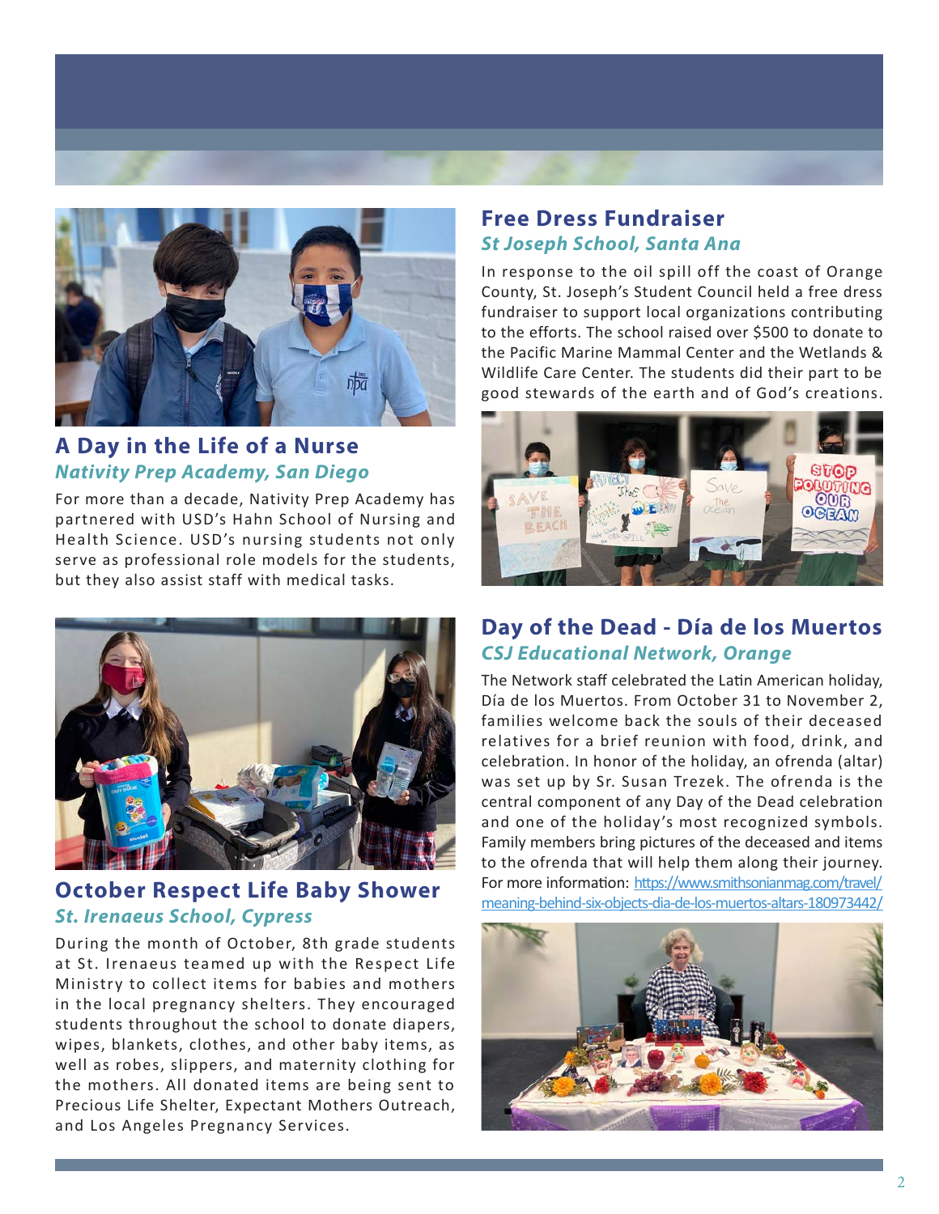## A Day in the Life of a Nurse

### *Nativity Prep Academy, San Diego*

For more than a decade, Nativity Prep Academy has partnered with USD's Hahn School of Nursing and Health Science. USD's nursing students not only serve as professional role models for the students, but they also assist staff with medical tasks.

## October Respect Life Baby Shower

### *St. Irenaeus School, Cypress*

During the month of October, 8th grade students at St. Irenaeus teamed up with the Respect Life Ministry to collect items for babies and mothers in the local pregnancy shelters. They encouraged students throughout the school to donate diapers, wipes, blankets, clothes, and other baby items, as well as robes, slippers, and maternity clothing for the mothers. All donated items are being sent to Precious Life Shelter, Expectant Mothers Outreach, and Los Angeles Pregnancy Services.

## Free Dress Fundraiser

### *St Joseph School, Santa Ana*

In response to the oil spill off the coast of Orange County, St. Joseph's Student Council held a free dress fundraiser to support local organizations contributing to the efforts. The school raised over $500 to donate to the Pacific Marine Mammal Center and the Wetlands & Wildlife Care Center. The students did their part to be good stewards of the earth and of God's creations.

## Day of the Dead - Día de los Muertos

### *CSJ Educational Network, Orange*

The Network staff celebrated the Latin American holiday, Día de los Muertos. From October 31 to November 2, families welcome back the souls of their deceased relatives for a brief reunion with food, drink, and celebration. In honor of the holiday, an ofrenda (altar) was set up by Sr. Susan Trezek. The ofrenda is the central component of any Day of the Dead celebration and one of the holiday's most recognized symbols. Family members bring pictures of the deceased and items to the ofrenda that will help them along their journey. For more information: https://www.smithsonianmag.com/travel/meaning-behind-six-objects-dia-de-los-muertos-altars-180973442/